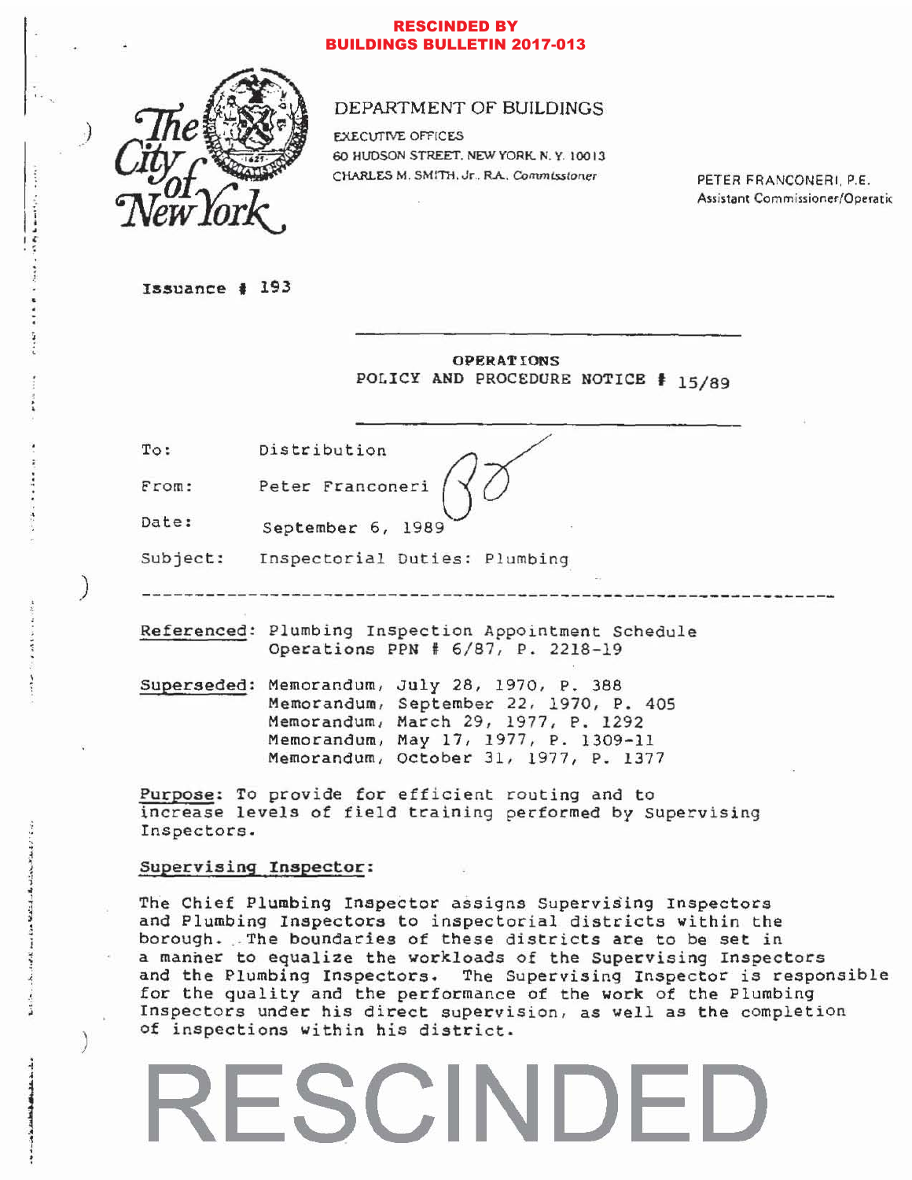**RESCINDED BY BUILDINGS BULLETIN 2017-013**

The City of New York

DEPARTMENT OF BUILDINGS

EXECUTIVE OFFICES
60 HUDSON STREET, NEW YORK, N.Y. 10013
CHARLES M. SMITH, Jr., R.A., Commissioner

PETER FRANCONERI, P.E.
Assistant Commissioner/Operatic

Issuance # 193

OPERATIONS
POLICY AND PROCEDURE NOTICE # 15/89

To: Distribution

From: Peter Franconeri

Date: September 6, 1989

Subject: Inspectorial Duties: Plumbing

---

Referenced: Plumbing Inspection Appointment Schedule
Operations PPN # 6/87, P. 2218-19

Superseded: Memorandum, July 28, 1970, P. 388
Memorandum, September 22, 1970, P. 405
Memorandum, March 29, 1977, P. 1292
Memorandum, May 17, 1977, P. 1309-11
Memorandum, October 31, 1977, P. 1377

Purpose: To provide for efficient routing and to increase levels of field training performed by Supervising Inspectors.

## Supervising Inspector:

The Chief Plumbing Inspector assigns Supervising Inspectors and Plumbing Inspectors to inspectorial districts within the borough. The boundaries of these districts are to be set in a manner to equalize the workloads of the Supervising Inspectors and the Plumbing Inspectors. The Supervising Inspector is responsible for the quality and the performance of the work of the Plumbing Inspectors under his direct supervision, as well as the completion of inspections within his district.

RESCINDED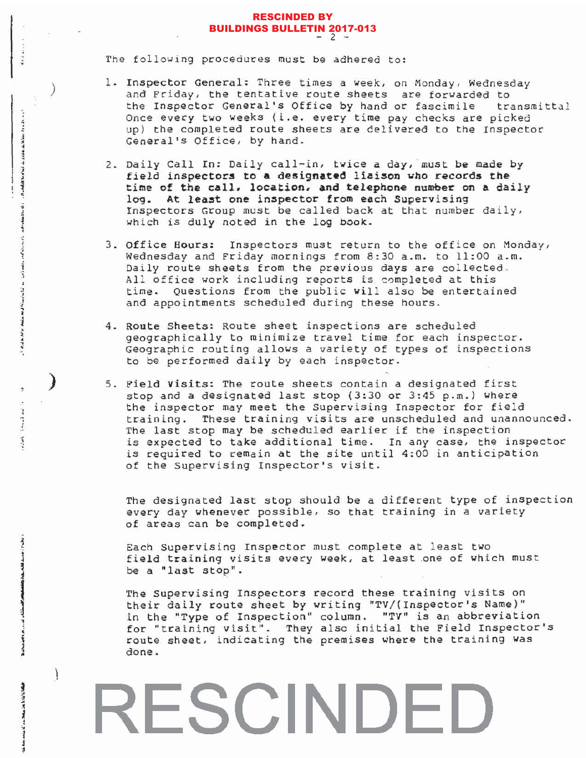**RESCINDED BY BUILDINGS BULLETIN 2017-013**

The following procedures must be adhered to:

1. **Inspector General:** Three times a week, on Monday, Wednesday and Friday, the tentative route sheets are forwarded to the Inspector General's Office by hand or fascimile transmittal Once every two weeks (i.e. every time pay checks are picked up) the completed route sheets are delivered to the Inspector General's Office, by hand.

2. **Daily Call In:** Daily call-in, twice a day, must be made by **field inspectors to a designated liaison who records the time of the call, location, and telephone number on a daily log. At least one inspector from each Supervising** Inspectors Group must be called back at that number daily, which is duly noted in the log book.

3. **Office Hours:** Inspectors must return to the office on Monday, Wednesday and Friday mornings from 8:30 a.m. to 11:00 a.m. Daily route sheets from the previous days are collected. All office work including reports is completed at this time. Questions from the public will also be entertained and appointments scheduled during these hours.

4. **Route Sheets:** Route sheet inspections are scheduled geographically to minimize travel time for each inspector. Geographic routing allows a variety of types of inspections to be performed daily by each inspector.

5. **Field Visits:** The route sheets contain a designated first stop and a designated last stop (3:30 or 3:45 p.m.) where the inspector may meet the Supervising Inspector for field training. These training visits are unscheduled and unannounced. The last stop may be scheduled earlier if the inspection is expected to take additional time. In any case, the inspector is required to remain at the site until 4:00 in anticipation of the Supervising Inspector's visit.

   The designated last stop should be a different type of inspection every day whenever possible, so that training in a variety of areas can be completed.

   Each Supervising Inspector must complete at least two field training visits every week, at least one of which must be a "last stop".

   The Supervising Inspectors record these training visits on their daily route sheet by writing "TV/(Inspector's Name)" in the "Type of Inspection" column. "TV" is an abbreviation for "training visit". They also initial the Field Inspector's route sheet, indicating the premises where the training was done.

RESCINDED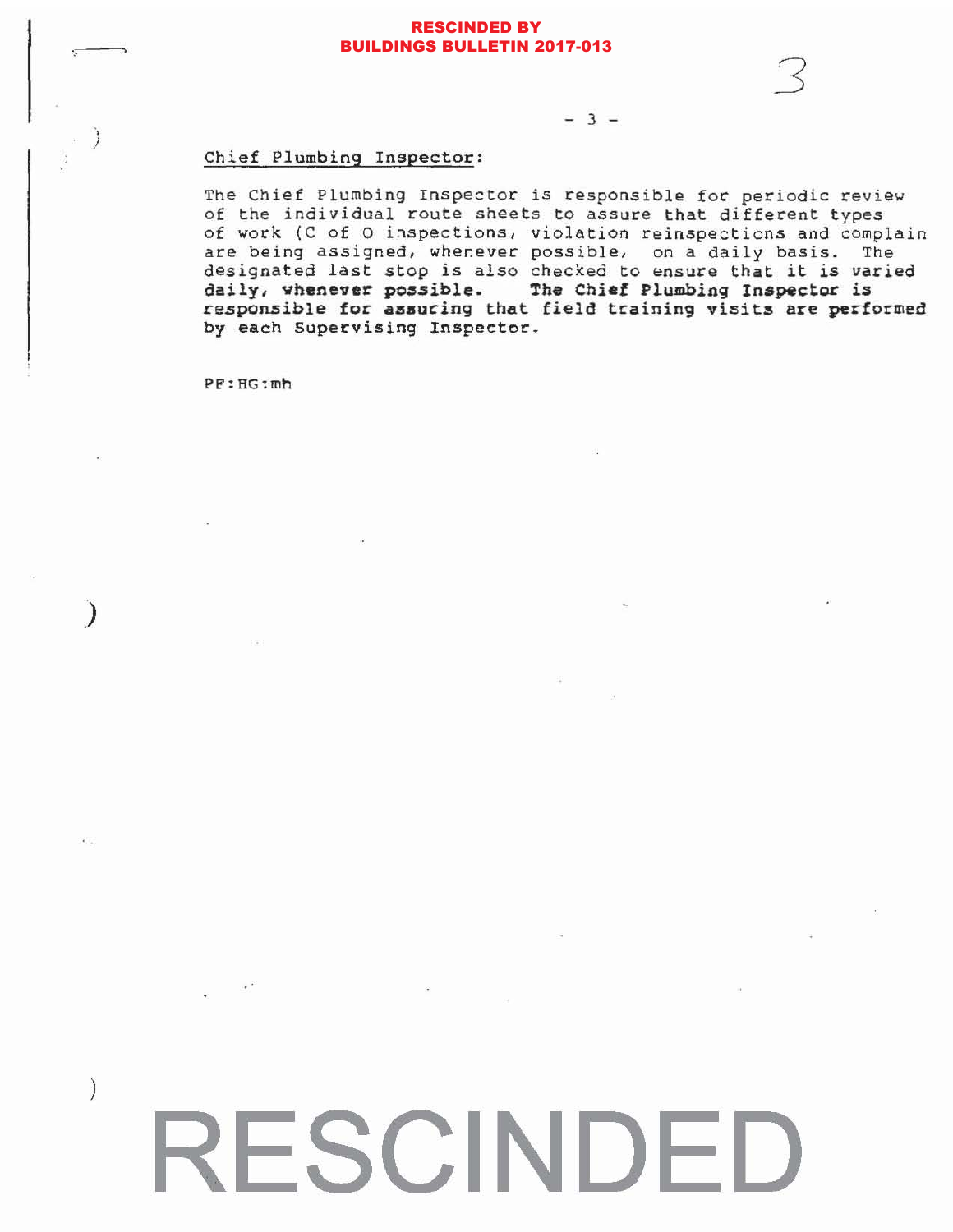RESCINDED BY
BUILDINGS BULLETIN 2017-013

Chief Plumbing Inspector:

The Chief Plumbing Inspector is responsible for periodic review of the individual route sheets to assure that different types of work (C of O inspections, violation reinspections and complain are being assigned, whenever possible, on a daily basis. The designated last stop is also checked to ensure that it is varied daily, whenever possible. The Chief Plumbing Inspector is responsible for assuring that field training visits are performed by each Supervising Inspector.

PF:HG:mh

RESCINDED